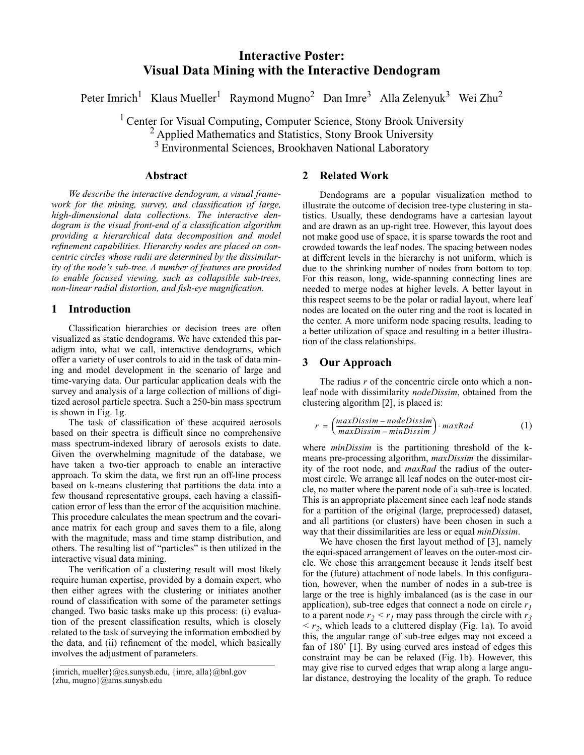# Interactive Poster: Visual Data Mining with the Interactive Dendogram

Peter Imrich[1] Klaus Mueller[1] Raymond Mugno[2] Dan Imre[3] Alla Zelenyuk[3] Wei Zhu[2]

[1] Center for Visual Computing, Computer Science, Stony Brook University
[2] Applied Mathematics and Statistics, Stony Brook University
[3] Environmental Sciences, Brookhaven National Laboratory

## Abstract

*We describe the interactive dendogram, a visual framework for the mining, survey, and classification of large, high-dimensional data collections. The interactive dendogram is the visual front-end of a classification algorithm providing a hierarchical data decomposition and model refinement capabilities. Hierarchy nodes are placed on concentric circles whose radii are determined by the dissimilarity of the node's sub-tree. A number of features are provided to enable focused viewing, such as collapsible sub-trees, non-linear radial distortion, and fish-eye magnification.*

## 1 Introduction

Classification hierarchies or decision trees are often visualized as static dendograms. We have extended this paradigm into, what we call, interactive dendograms, which offer a variety of user controls to aid in the task of data mining and model development in the scenario of large and time-varying data. Our particular application deals with the survey and analysis of a large collection of millions of digitized aerosol particle spectra. Such a 250-bin mass spectrum is shown in Fig. 1g.

The task of classification of these acquired aerosols based on their spectra is difficult since no comprehensive mass spectrum-indexed library of aerosols exists to date. Given the overwhelming magnitude of the database, we have taken a two-tier approach to enable an interactive approach. To skim the data, we first run an off-line process based on k-means clustering that partitions the data into a few thousand representative groups, each having a classification error of less than the error of the acquisition machine. This procedure calculates the mean spectrum and the covariance matrix for each group and saves them to a file, along with the magnitude, mass and time stamp distribution, and others. The resulting list of "particles" is then utilized in the interactive visual data mining.

The verification of a clustering result will most likely require human expertise, provided by a domain expert, who then either agrees with the clustering or initiates another round of classification with some of the parameter settings changed. Two basic tasks make up this process: (i) evaluation of the present classification results, which is closely related to the task of surveying the information embodied by the data, and (ii) refinement of the model, which basically involves the adjustment of parameters.

{imrich, mueller}@cs.sunysb.edu, {imre, alla}@bnl.gov
{zhu, mugno}@ams.sunysb.edu

## 2 Related Work

Dendograms are a popular visualization method to illustrate the outcome of decision tree-type clustering in statistics. Usually, these dendograms have a cartesian layout and are drawn as an up-right tree. However, this layout does not make good use of space, it is sparse towards the root and crowded towards the leaf nodes. The spacing between nodes at different levels in the hierarchy is not uniform, which is due to the shrinking number of nodes from bottom to top. For this reason, long, wide-spanning connecting lines are needed to merge nodes at higher levels. A better layout in this respect seems to be the polar or radial layout, where leaf nodes are located on the outer ring and the root is located in the center. A more uniform node spacing results, leading to a better utilization of space and resulting in a better illustration of the class relationships.

## 3 Our Approach

The radius $r$ of the concentric circle onto which a non-leaf node with dissimilarity *nodeDissim*, obtained from the clustering algorithm [2], is placed is:

$$r = \left(\frac{maxDissim - nodeDissim}{maxDissim - minDissim}\right) \cdot maxRad \qquad (1)$$

where *minDissim* is the partitioning threshold of the k-means pre-processing algorithm, *maxDissim* the dissimilarity of the root node, and *maxRad* the radius of the outer-most circle. We arrange all leaf nodes on the outer-most circle, no matter where the parent node of a sub-tree is located. This is an appropriate placement since each leaf node stands for a partition of the original (large, preprocessed) dataset, and all partitions (or clusters) have been chosen in such a way that their dissimilarities are less or equal *minDissim*.

We have chosen the first layout method of [3], namely the equi-spaced arrangement of leaves on the outer-most circle. We chose this arrangement because it lends itself best for the (future) attachment of node labels. In this configuration, however, when the number of nodes in a sub-tree is large or the tree is highly imbalanced (as is the case in our application), sub-tree edges that connect a node on circle $r_1$ to a parent node $r_2 < r_1$ may pass through the circle with $r_3 < r_2$, which leads to a cluttered display (Fig. 1a). To avoid this, the angular range of sub-tree edges may not exceed a fan of 180˚ [1]. By using curved arcs instead of edges this constraint may be can be relaxed (Fig. 1b). However, this may give rise to curved edges that wrap along a large angular distance, destroying the locality of the graph. To reduce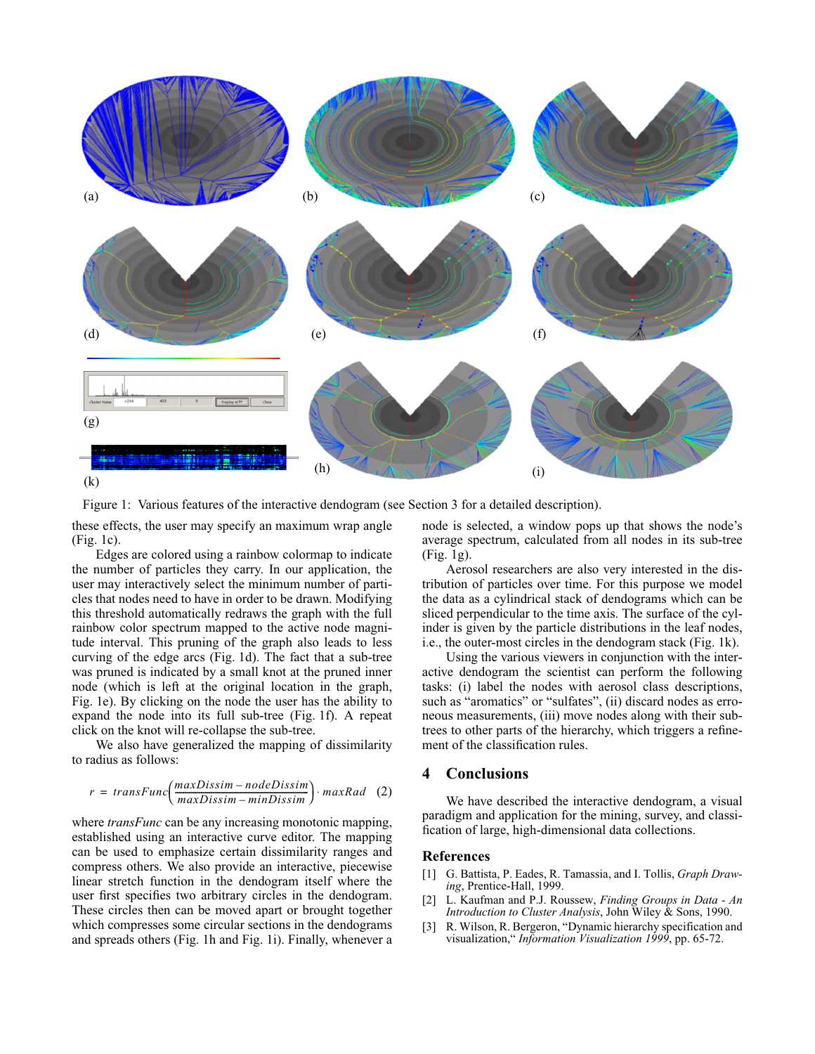(a) (b) (c)

(d) (e) (f)

(g) (h) (i)

(k)

Cluster Name c266 403 0 Display AITP Close

Figure 1: Various features of the interactive dendogram (see Section 3 for a detailed description).

these effects, the user may specify an maximum wrap angle (Fig. 1c).

Edges are colored using a rainbow colormap to indicate the number of particles they carry. In our application, the user may interactively select the minimum number of particles that nodes need to have in order to be drawn. Modifying this threshold automatically redraws the graph with the full rainbow color spectrum mapped to the active node magnitude interval. This pruning of the graph also leads to less curving of the edge arcs (Fig. 1d). The fact that a sub-tree was pruned is indicated by a small knot at the pruned inner node (which is left at the original location in the graph, Fig. 1e). By clicking on the node the user has the ability to expand the node into its full sub-tree (Fig. 1f). A repeat click on the knot will re-collapse the sub-tree.

We also have generalized the mapping of dissimilarity to radius as follows:

$$r = transFunc\left(\frac{maxDissim - nodeDissim}{maxDissim - minDissim}\right) \cdot maxRad \quad (2)$$

where *transFunc* can be any increasing monotonic mapping, established using an interactive curve editor. The mapping can be used to emphasize certain dissimilarity ranges and compress others. We also provide an interactive, piecewise linear stretch function in the dendogram itself where the user first specifies two arbitrary circles in the dendogram. These circles then can be moved apart or brought together which compresses some circular sections in the dendograms and spreads others (Fig. 1h and Fig. 1i). Finally, whenever a node is selected, a window pops up that shows the node's average spectrum, calculated from all nodes in its sub-tree (Fig. 1g).

Aerosol researchers are also very interested in the distribution of particles over time. For this purpose we model the data as a cylindrical stack of dendograms which can be sliced perpendicular to the time axis. The surface of the cylinder is given by the particle distributions in the leaf nodes, i.e., the outer-most circles in the dendogram stack (Fig. 1k).

Using the various viewers in conjunction with the interactive dendogram the scientist can perform the following tasks: (i) label the nodes with aerosol class descriptions, such as "aromatics" or "sulfates", (ii) discard nodes as erroneous measurements, (iii) move nodes along with their subtrees to other parts of the hierarchy, which triggers a refinement of the classification rules.

## 4 Conclusions

We have described the interactive dendogram, a visual paradigm and application for the mining, survey, and classification of large, high-dimensional data collections.

## References

[1] G. Battista, P. Eades, R. Tamassia, and I. Tollis, *Graph Drawing*, Prentice-Hall, 1999.

[2] L. Kaufman and P.J. Roussew, *Finding Groups in Data - An Introduction to Cluster Analysis*, John Wiley & Sons, 1990.

[3] R. Wilson, R. Bergeron, "Dynamic hierarchy specification and visualization," *Information Visualization 1999*, pp. 65-72.